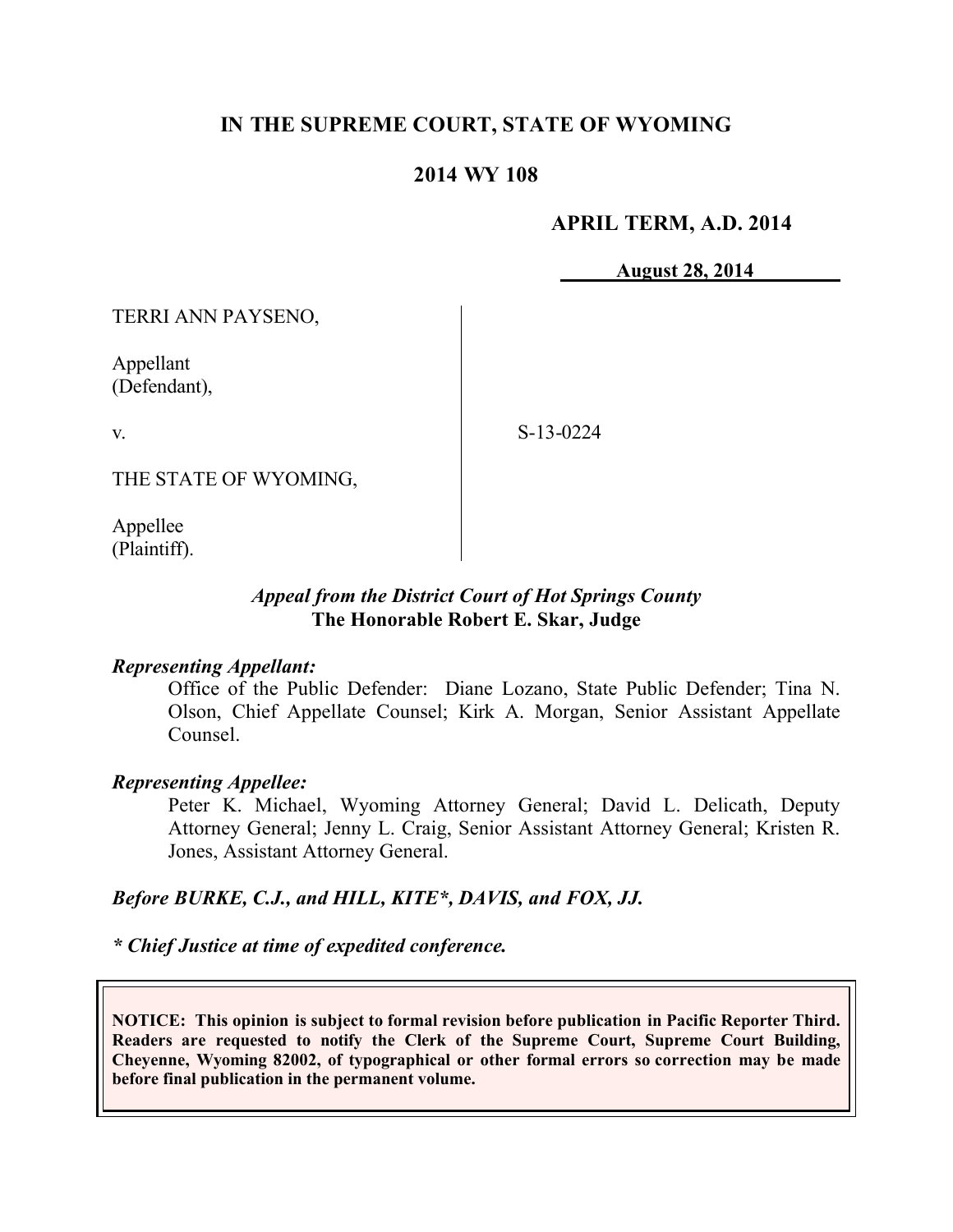**IN THE SUPREME COURT, STATE OF WYOMING**

**2014 WY 108**

**APRIL TERM, A.D. 2014**

**August 28, 2014**

TERRI ANN PAYSENO,

Appellant
(Defendant),

v.

THE STATE OF WYOMING,

Appellee
(Plaintiff).

S-13-0224

***Appeal from the District Court of Hot Springs County***
**The Honorable Robert E. Skar, Judge**

***Representing Appellant:***

Office of the Public Defender: Diane Lozano, State Public Defender; Tina N. Olson, Chief Appellate Counsel; Kirk A. Morgan, Senior Assistant Appellate Counsel.

***Representing Appellee:***

Peter K. Michael, Wyoming Attorney General; David L. Delicath, Deputy Attorney General; Jenny L. Craig, Senior Assistant Attorney General; Kristen R. Jones, Assistant Attorney General.

***Before BURKE, C.J., and HILL, KITE\*, DAVIS, and FOX, JJ.***

***\* Chief Justice at time of expedited conference.***

**NOTICE: This opinion is subject to formal revision before publication in Pacific Reporter Third. Readers are requested to notify the Clerk of the Supreme Court, Supreme Court Building, Cheyenne, Wyoming 82002, of typographical or other formal errors so correction may be made before final publication in the permanent volume.**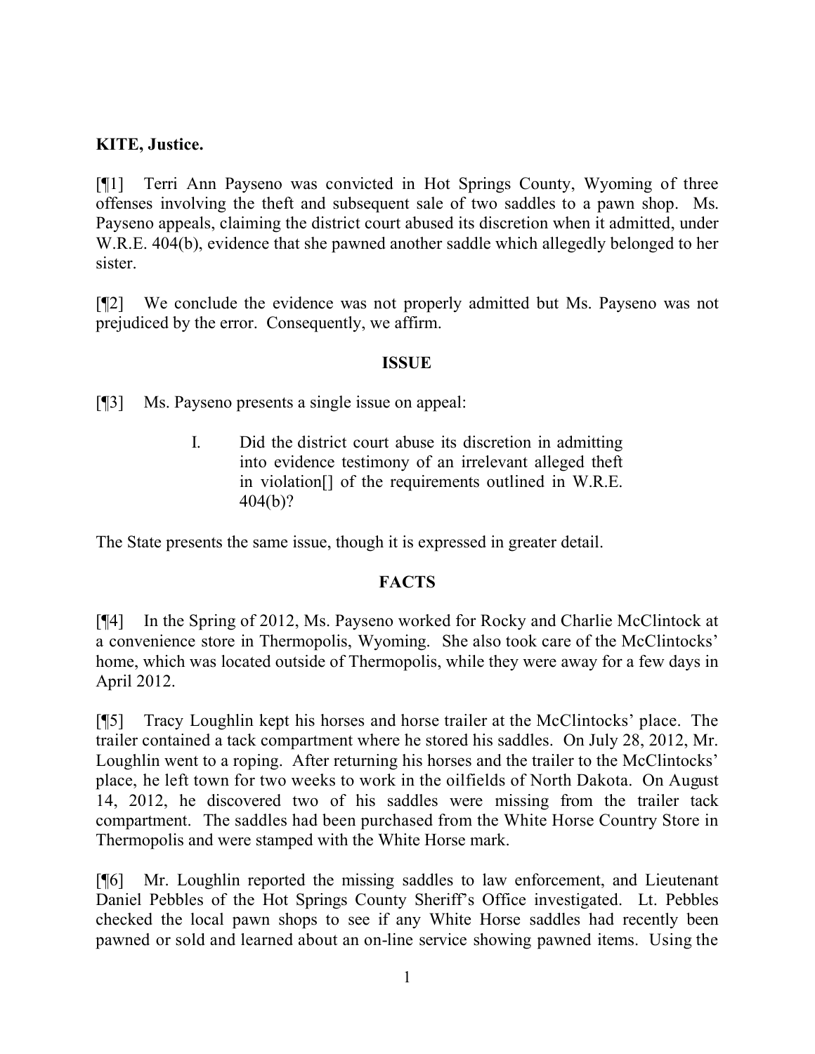**KITE, Justice.**

[¶1] Terri Ann Payseno was convicted in Hot Springs County, Wyoming of three offenses involving the theft and subsequent sale of two saddles to a pawn shop. Ms. Payseno appeals, claiming the district court abused its discretion when it admitted, under W.R.E. 404(b), evidence that she pawned another saddle which allegedly belonged to her sister.

[¶2] We conclude the evidence was not properly admitted but Ms. Payseno was not prejudiced by the error. Consequently, we affirm.

## ISSUE

[¶3] Ms. Payseno presents a single issue on appeal:

> I. Did the district court abuse its discretion in admitting into evidence testimony of an irrelevant alleged theft in violation[] of the requirements outlined in W.R.E. 404(b)?

The State presents the same issue, though it is expressed in greater detail.

## FACTS

[¶4] In the Spring of 2012, Ms. Payseno worked for Rocky and Charlie McClintock at a convenience store in Thermopolis, Wyoming. She also took care of the McClintocks' home, which was located outside of Thermopolis, while they were away for a few days in April 2012.

[¶5] Tracy Loughlin kept his horses and horse trailer at the McClintocks' place. The trailer contained a tack compartment where he stored his saddles. On July 28, 2012, Mr. Loughlin went to a roping. After returning his horses and the trailer to the McClintocks' place, he left town for two weeks to work in the oilfields of North Dakota. On August 14, 2012, he discovered two of his saddles were missing from the trailer tack compartment. The saddles had been purchased from the White Horse Country Store in Thermopolis and were stamped with the White Horse mark.

[¶6] Mr. Loughlin reported the missing saddles to law enforcement, and Lieutenant Daniel Pebbles of the Hot Springs County Sheriff's Office investigated. Lt. Pebbles checked the local pawn shops to see if any White Horse saddles had recently been pawned or sold and learned about an on-line service showing pawned items. Using the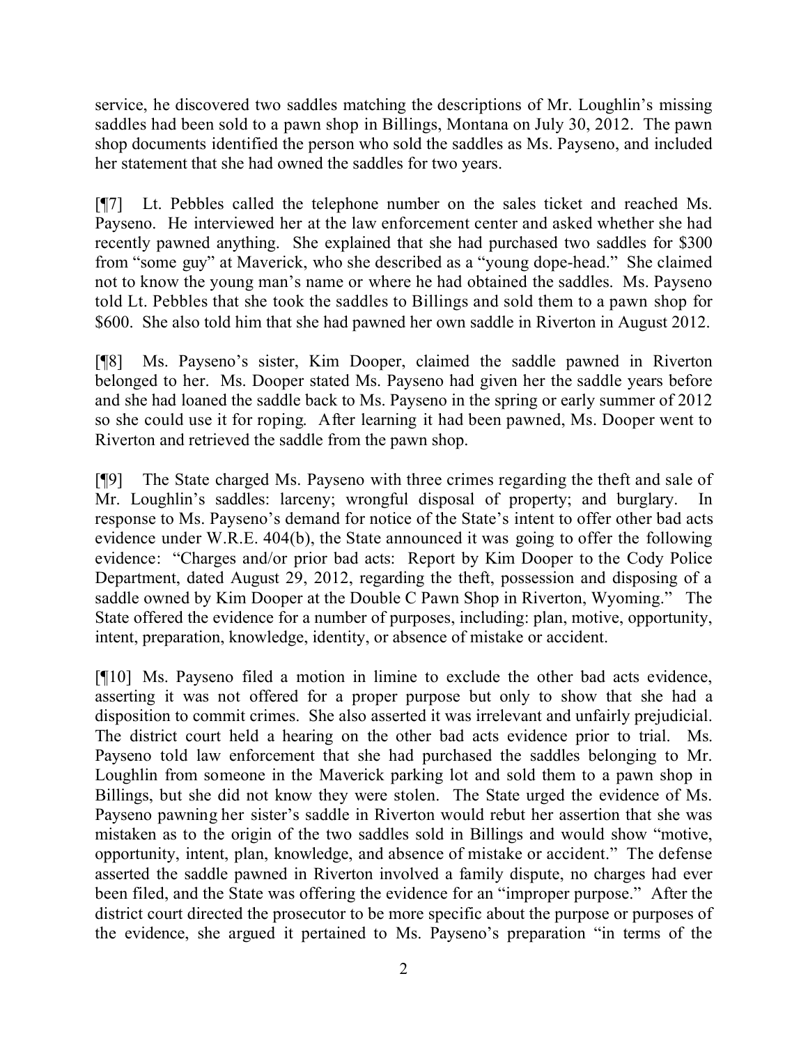service, he discovered two saddles matching the descriptions of Mr. Loughlin's missing saddles had been sold to a pawn shop in Billings, Montana on July 30, 2012. The pawn shop documents identified the person who sold the saddles as Ms. Payseno, and included her statement that she had owned the saddles for two years.

[¶7] Lt. Pebbles called the telephone number on the sales ticket and reached Ms. Payseno. He interviewed her at the law enforcement center and asked whether she had recently pawned anything. She explained that she had purchased two saddles for $300 from "some guy" at Maverick, who she described as a "young dope-head." She claimed not to know the young man's name or where he had obtained the saddles. Ms. Payseno told Lt. Pebbles that she took the saddles to Billings and sold them to a pawn shop for $600. She also told him that she had pawned her own saddle in Riverton in August 2012.

[¶8] Ms. Payseno's sister, Kim Dooper, claimed the saddle pawned in Riverton belonged to her. Ms. Dooper stated Ms. Payseno had given her the saddle years before and she had loaned the saddle back to Ms. Payseno in the spring or early summer of 2012 so she could use it for roping. After learning it had been pawned, Ms. Dooper went to Riverton and retrieved the saddle from the pawn shop.

[¶9] The State charged Ms. Payseno with three crimes regarding the theft and sale of Mr. Loughlin's saddles: larceny; wrongful disposal of property; and burglary. In response to Ms. Payseno's demand for notice of the State's intent to offer other bad acts evidence under W.R.E. 404(b), the State announced it was going to offer the following evidence: "Charges and/or prior bad acts: Report by Kim Dooper to the Cody Police Department, dated August 29, 2012, regarding the theft, possession and disposing of a saddle owned by Kim Dooper at the Double C Pawn Shop in Riverton, Wyoming." The State offered the evidence for a number of purposes, including: plan, motive, opportunity, intent, preparation, knowledge, identity, or absence of mistake or accident.

[¶10] Ms. Payseno filed a motion in limine to exclude the other bad acts evidence, asserting it was not offered for a proper purpose but only to show that she had a disposition to commit crimes. She also asserted it was irrelevant and unfairly prejudicial. The district court held a hearing on the other bad acts evidence prior to trial. Ms. Payseno told law enforcement that she had purchased the saddles belonging to Mr. Loughlin from someone in the Maverick parking lot and sold them to a pawn shop in Billings, but she did not know they were stolen. The State urged the evidence of Ms. Payseno pawning her sister's saddle in Riverton would rebut her assertion that she was mistaken as to the origin of the two saddles sold in Billings and would show "motive, opportunity, intent, plan, knowledge, and absence of mistake or accident." The defense asserted the saddle pawned in Riverton involved a family dispute, no charges had ever been filed, and the State was offering the evidence for an "improper purpose." After the district court directed the prosecutor to be more specific about the purpose or purposes of the evidence, she argued it pertained to Ms. Payseno's preparation "in terms of the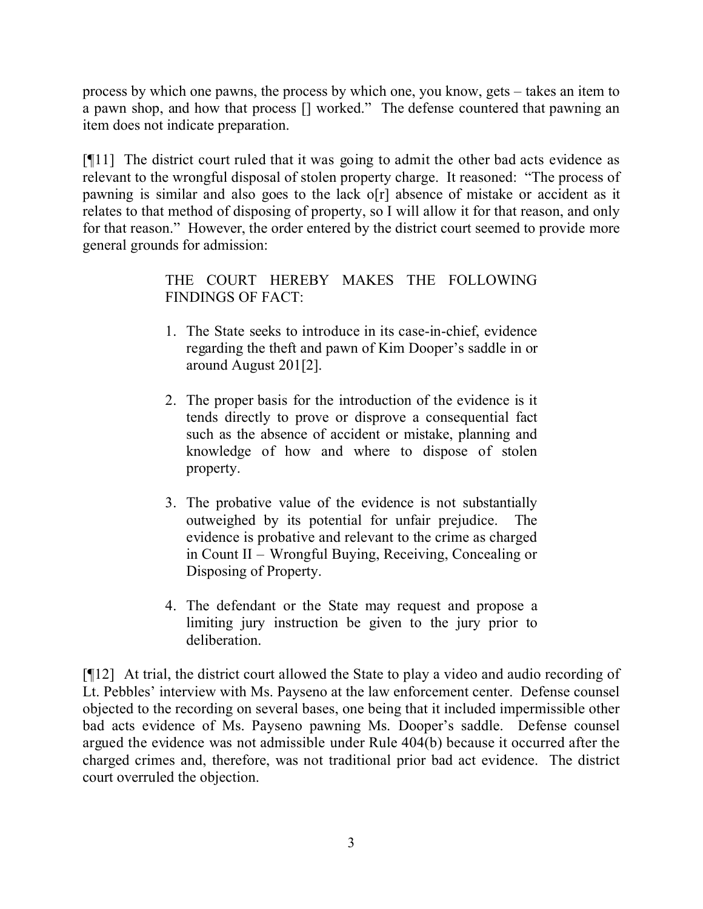process by which one pawns, the process by which one, you know, gets – takes an item to a pawn shop, and how that process [] worked." The defense countered that pawning an item does not indicate preparation.

[¶11] The district court ruled that it was going to admit the other bad acts evidence as relevant to the wrongful disposal of stolen property charge. It reasoned: "The process of pawning is similar and also goes to the lack o[r] absence of mistake or accident as it relates to that method of disposing of property, so I will allow it for that reason, and only for that reason." However, the order entered by the district court seemed to provide more general grounds for admission:

> THE COURT HEREBY MAKES THE FOLLOWING FINDINGS OF FACT:
>
> 1. The State seeks to introduce in its case-in-chief, evidence regarding the theft and pawn of Kim Dooper's saddle in or around August 201[2].
>
> 2. The proper basis for the introduction of the evidence is it tends directly to prove or disprove a consequential fact such as the absence of accident or mistake, planning and knowledge of how and where to dispose of stolen property.
>
> 3. The probative value of the evidence is not substantially outweighed by its potential for unfair prejudice. The evidence is probative and relevant to the crime as charged in Count II – Wrongful Buying, Receiving, Concealing or Disposing of Property.
>
> 4. The defendant or the State may request and propose a limiting jury instruction be given to the jury prior to deliberation.

[¶12] At trial, the district court allowed the State to play a video and audio recording of Lt. Pebbles' interview with Ms. Payseno at the law enforcement center. Defense counsel objected to the recording on several bases, one being that it included impermissible other bad acts evidence of Ms. Payseno pawning Ms. Dooper's saddle. Defense counsel argued the evidence was not admissible under Rule 404(b) because it occurred after the charged crimes and, therefore, was not traditional prior bad act evidence. The district court overruled the objection.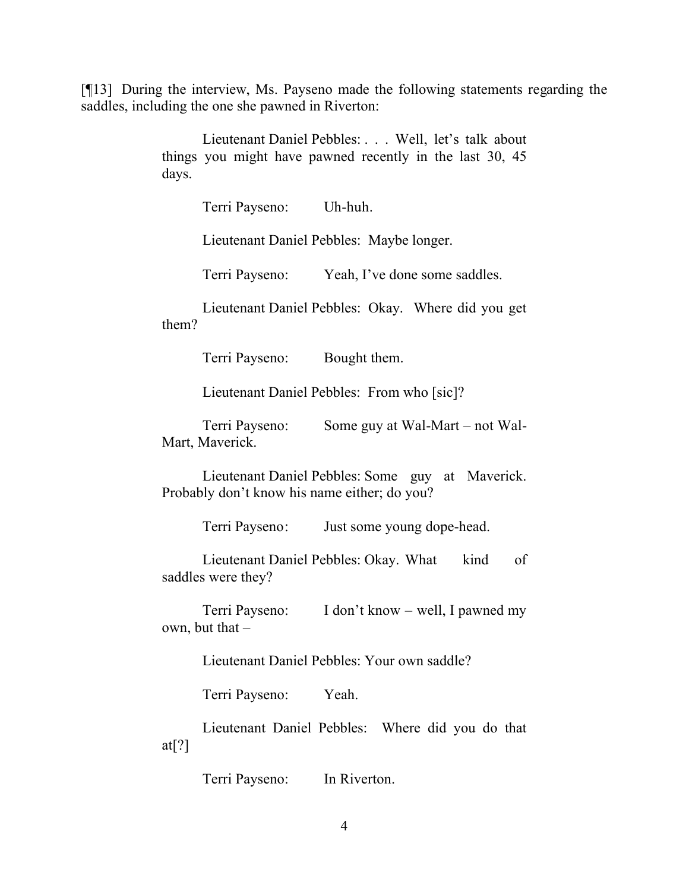[¶13] During the interview, Ms. Payseno made the following statements regarding the saddles, including the one she pawned in Riverton:

> Lieutenant Daniel Pebbles: . . . Well, let's talk about things you might have pawned recently in the last 30, 45 days.
>
> Terri Payseno: Uh-huh.
>
> Lieutenant Daniel Pebbles: Maybe longer.
>
> Terri Payseno: Yeah, I've done some saddles.
>
> Lieutenant Daniel Pebbles: Okay. Where did you get them?
>
> Terri Payseno: Bought them.
>
> Lieutenant Daniel Pebbles: From who [sic]?
>
> Terri Payseno: Some guy at Wal-Mart – not Wal-Mart, Maverick.
>
> Lieutenant Daniel Pebbles: Some guy at Maverick. Probably don't know his name either; do you?
>
> Terri Payseno: Just some young dope-head.
>
> Lieutenant Daniel Pebbles: Okay. What kind of saddles were they?
>
> Terri Payseno: I don't know – well, I pawned my own, but that –
>
> Lieutenant Daniel Pebbles: Your own saddle?
>
> Terri Payseno: Yeah.
>
> Lieutenant Daniel Pebbles: Where did you do that at[?]
>
> Terri Payseno: In Riverton.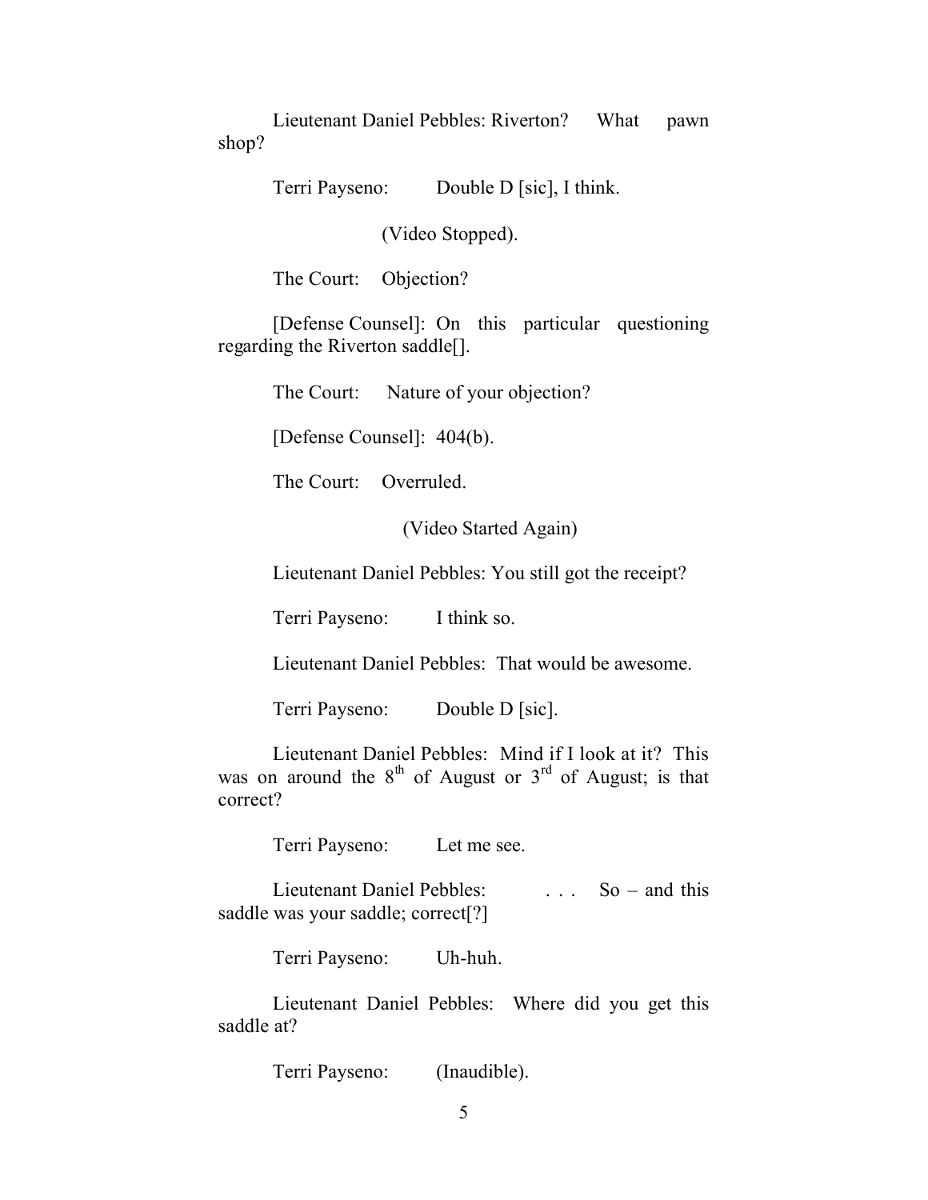Lieutenant Daniel Pebbles: Riverton? What pawn shop?

Terri Payseno: Double D [sic], I think.

(Video Stopped).

The Court: Objection?

[Defense Counsel]: On this particular questioning regarding the Riverton saddle[].

The Court: Nature of your objection?

[Defense Counsel]: 404(b).

The Court: Overruled.

(Video Started Again)

Lieutenant Daniel Pebbles: You still got the receipt?

Terri Payseno: I think so.

Lieutenant Daniel Pebbles: That would be awesome.

Terri Payseno: Double D [sic].

Lieutenant Daniel Pebbles: Mind if I look at it? This was on around the 8th of August or 3rd of August; is that correct?

Terri Payseno: Let me see.

Lieutenant Daniel Pebbles: . . . So – and this saddle was your saddle; correct[?]

Terri Payseno: Uh-huh.

Lieutenant Daniel Pebbles: Where did you get this saddle at?

Terri Payseno: (Inaudible).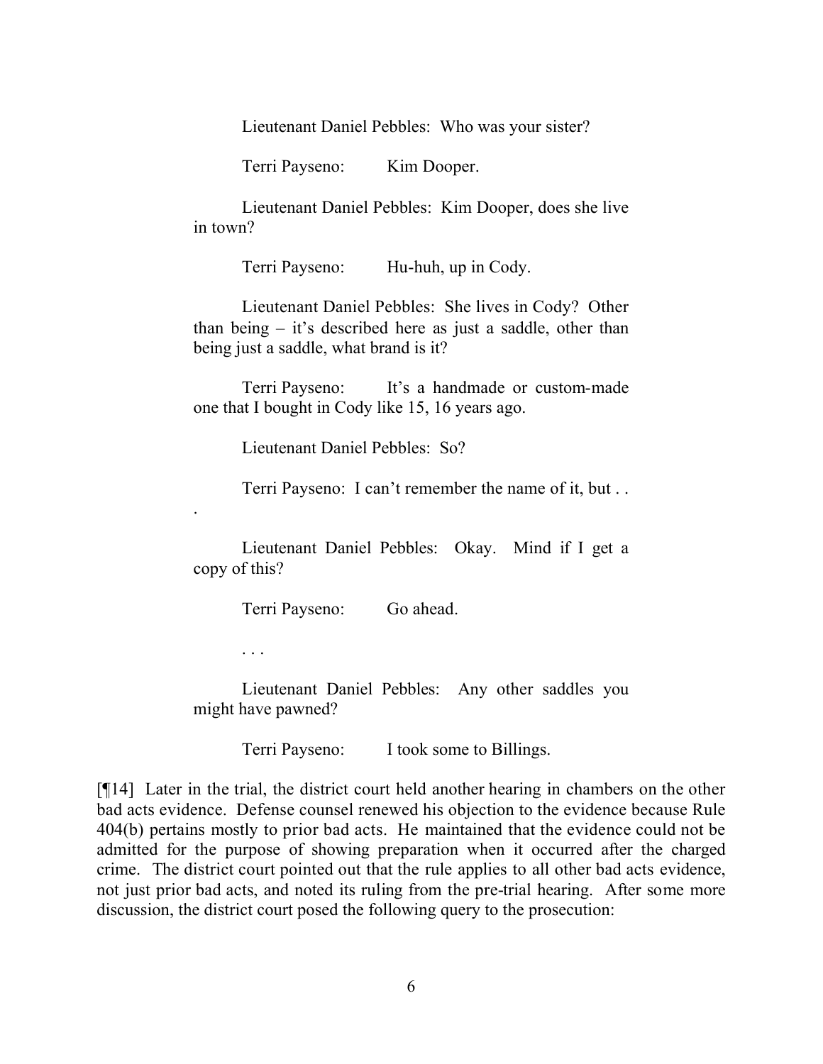Lieutenant Daniel Pebbles: Who was your sister?

Terri Payseno: Kim Dooper.

Lieutenant Daniel Pebbles: Kim Dooper, does she live in town?

Terri Payseno: Hu-huh, up in Cody.

Lieutenant Daniel Pebbles: She lives in Cody? Other than being – it's described here as just a saddle, other than being just a saddle, what brand is it?

Terri Payseno: It's a handmade or custom-made one that I bought in Cody like 15, 16 years ago.

Lieutenant Daniel Pebbles: So?

Terri Payseno: I can't remember the name of it, but . . .

Lieutenant Daniel Pebbles: Okay. Mind if I get a copy of this?

Terri Payseno: Go ahead.

. . .

Lieutenant Daniel Pebbles: Any other saddles you might have pawned?

Terri Payseno: I took some to Billings.

[¶14] Later in the trial, the district court held another hearing in chambers on the other bad acts evidence. Defense counsel renewed his objection to the evidence because Rule 404(b) pertains mostly to prior bad acts. He maintained that the evidence could not be admitted for the purpose of showing preparation when it occurred after the charged crime. The district court pointed out that the rule applies to all other bad acts evidence, not just prior bad acts, and noted its ruling from the pre-trial hearing. After some more discussion, the district court posed the following query to the prosecution: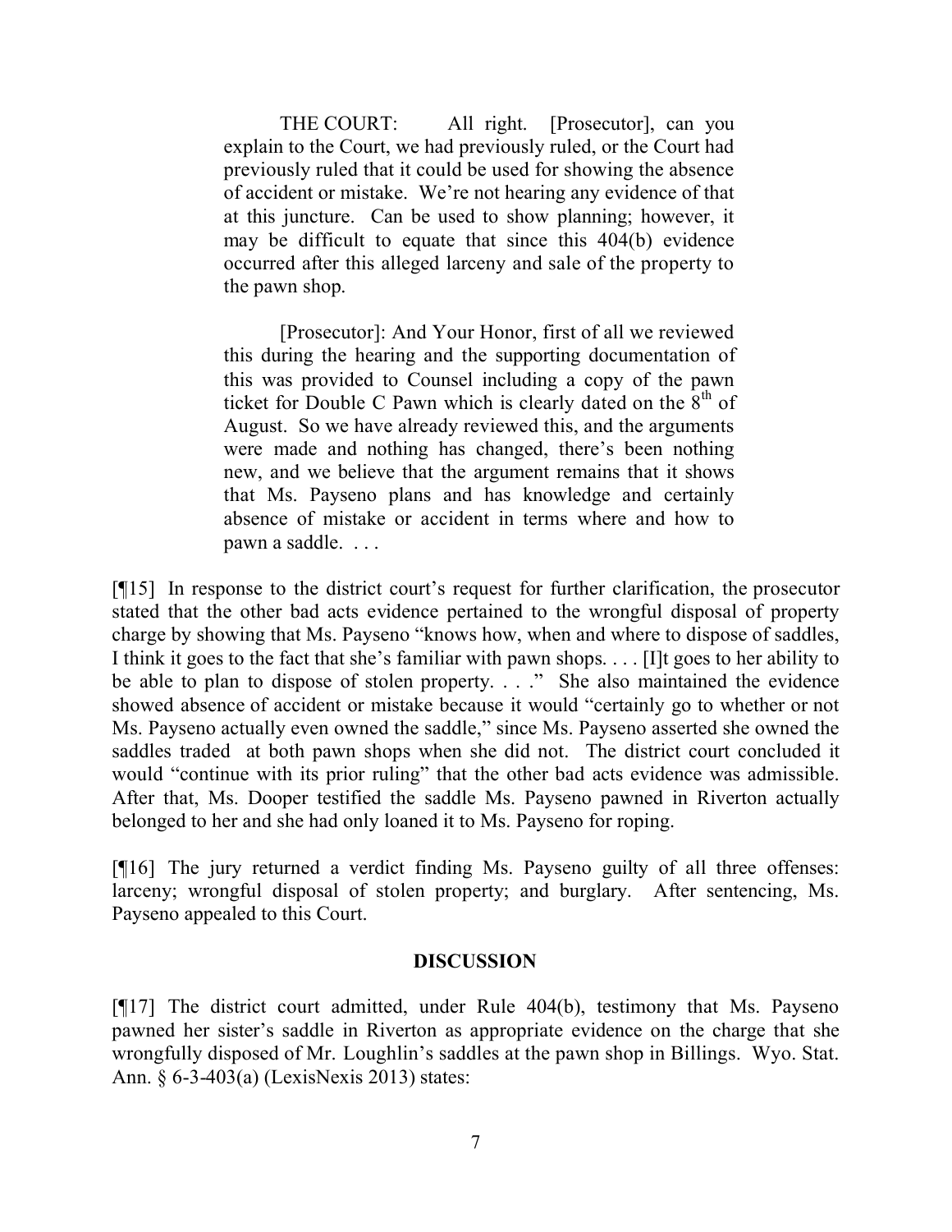> THE COURT: All right. [Prosecutor], can you explain to the Court, we had previously ruled, or the Court had previously ruled that it could be used for showing the absence of accident or mistake. We're not hearing any evidence of that at this juncture. Can be used to show planning; however, it may be difficult to equate that since this 404(b) evidence occurred after this alleged larceny and sale of the property to the pawn shop.
>
> [Prosecutor]: And Your Honor, first of all we reviewed this during the hearing and the supporting documentation of this was provided to Counsel including a copy of the pawn ticket for Double C Pawn which is clearly dated on the 8th of August. So we have already reviewed this, and the arguments were made and nothing has changed, there's been nothing new, and we believe that the argument remains that it shows that Ms. Payseno plans and has knowledge and certainly absence of mistake or accident in terms where and how to pawn a saddle. . . .

[¶15] In response to the district court's request for further clarification, the prosecutor stated that the other bad acts evidence pertained to the wrongful disposal of property charge by showing that Ms. Payseno "knows how, when and where to dispose of saddles, I think it goes to the fact that she's familiar with pawn shops. . . . [I]t goes to her ability to be able to plan to dispose of stolen property. . . ." She also maintained the evidence showed absence of accident or mistake because it would "certainly go to whether or not Ms. Payseno actually even owned the saddle," since Ms. Payseno asserted she owned the saddles traded at both pawn shops when she did not. The district court concluded it would "continue with its prior ruling" that the other bad acts evidence was admissible. After that, Ms. Dooper testified the saddle Ms. Payseno pawned in Riverton actually belonged to her and she had only loaned it to Ms. Payseno for roping.

[¶16] The jury returned a verdict finding Ms. Payseno guilty of all three offenses: larceny; wrongful disposal of stolen property; and burglary. After sentencing, Ms. Payseno appealed to this Court.

## DISCUSSION

[¶17] The district court admitted, under Rule 404(b), testimony that Ms. Payseno pawned her sister's saddle in Riverton as appropriate evidence on the charge that she wrongfully disposed of Mr. Loughlin's saddles at the pawn shop in Billings. Wyo. Stat. Ann. § 6-3-403(a) (LexisNexis 2013) states: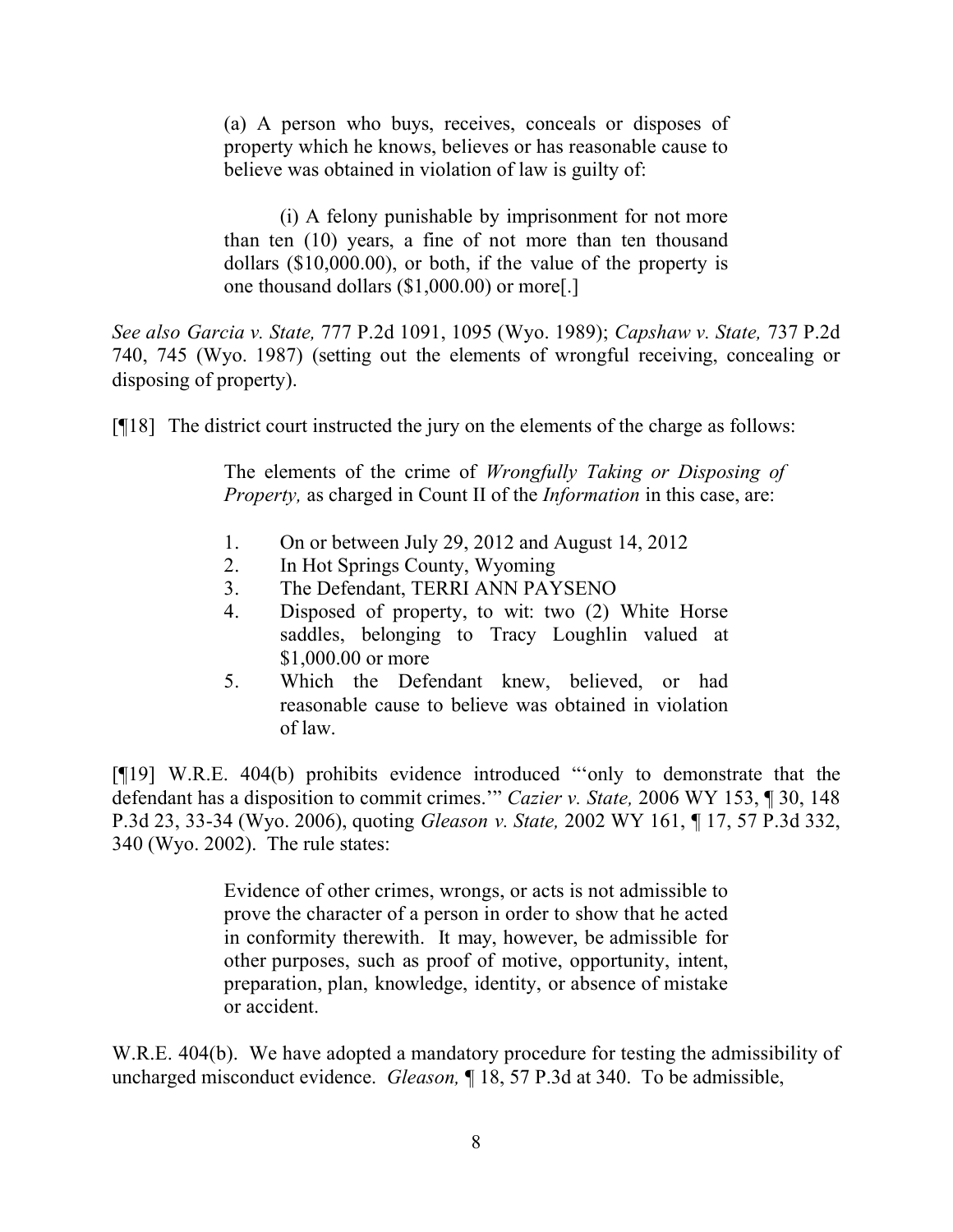> (a) A person who buys, receives, conceals or disposes of property which he knows, believes or has reasonable cause to believe was obtained in violation of law is guilty of:
>
> (i) A felony punishable by imprisonment for not more than ten (10) years, a fine of not more than ten thousand dollars ($10,000.00), or both, if the value of the property is one thousand dollars ($1,000.00) or more[.]

*See also Garcia v. State,* 777 P.2d 1091, 1095 (Wyo. 1989); *Capshaw v. State,* 737 P.2d 740, 745 (Wyo. 1987) (setting out the elements of wrongful receiving, concealing or disposing of property).

[¶18] The district court instructed the jury on the elements of the charge as follows:

> The elements of the crime of *Wrongfully Taking or Disposing of Property,* as charged in Count II of the *Information* in this case, are:
>
> 1. On or between July 29, 2012 and August 14, 2012
> 2. In Hot Springs County, Wyoming
> 3. The Defendant, TERRI ANN PAYSENO
> 4. Disposed of property, to wit: two (2) White Horse saddles, belonging to Tracy Loughlin valued at $1,000.00 or more
> 5. Which the Defendant knew, believed, or had reasonable cause to believe was obtained in violation of law.

[¶19] W.R.E. 404(b) prohibits evidence introduced "'only to demonstrate that the defendant has a disposition to commit crimes.'" *Cazier v. State,* 2006 WY 153, ¶ 30, 148 P.3d 23, 33-34 (Wyo. 2006), quoting *Gleason v. State,* 2002 WY 161, ¶ 17, 57 P.3d 332, 340 (Wyo. 2002). The rule states:

> Evidence of other crimes, wrongs, or acts is not admissible to prove the character of a person in order to show that he acted in conformity therewith. It may, however, be admissible for other purposes, such as proof of motive, opportunity, intent, preparation, plan, knowledge, identity, or absence of mistake or accident.

W.R.E. 404(b). We have adopted a mandatory procedure for testing the admissibility of uncharged misconduct evidence. *Gleason,* ¶ 18, 57 P.3d at 340. To be admissible,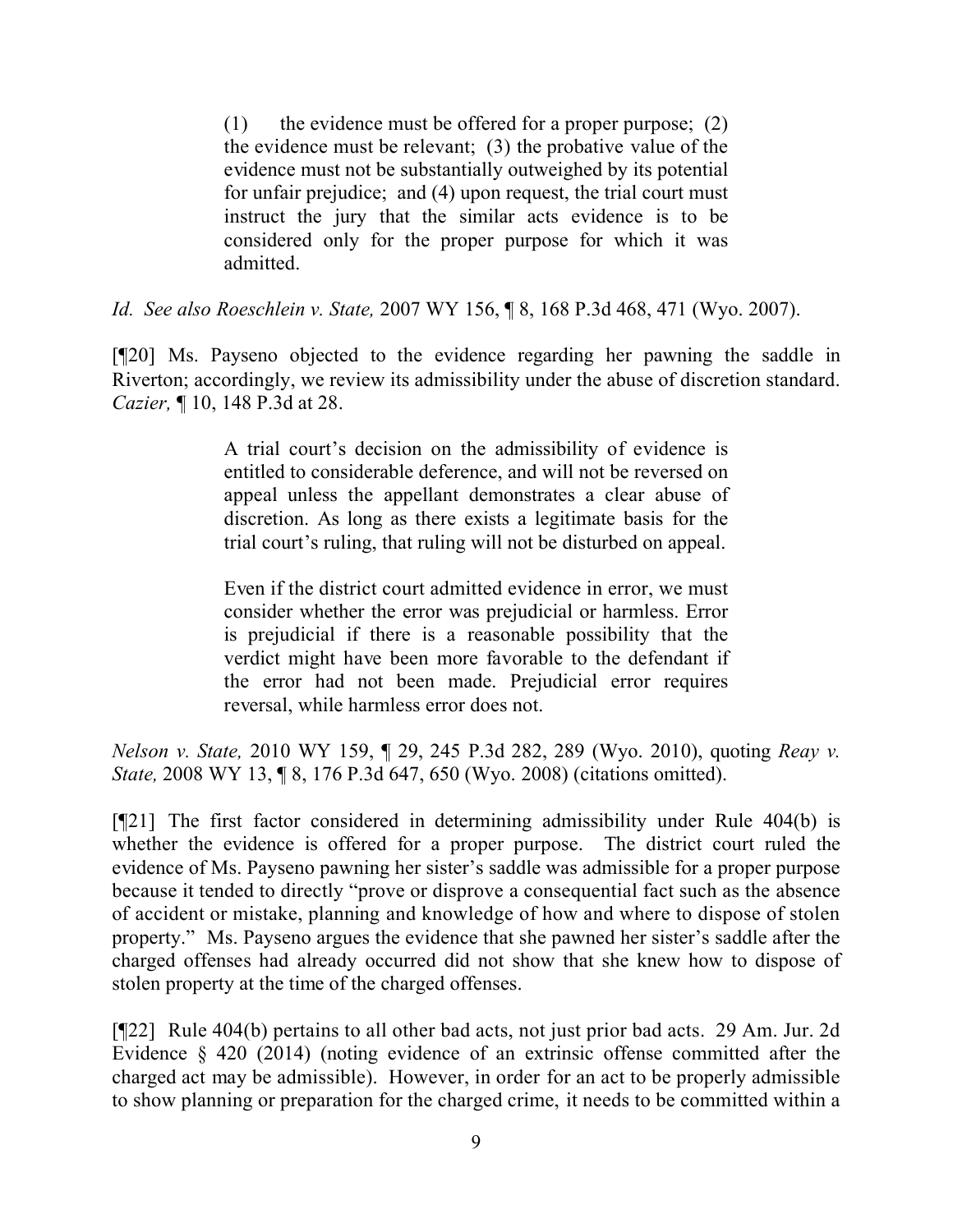> (1) the evidence must be offered for a proper purpose; (2) the evidence must be relevant; (3) the probative value of the evidence must not be substantially outweighed by its potential for unfair prejudice; and (4) upon request, the trial court must instruct the jury that the similar acts evidence is to be considered only for the proper purpose for which it was admitted.

*Id. See also Roeschlein v. State,* 2007 WY 156, ¶ 8, 168 P.3d 468, 471 (Wyo. 2007).

[¶20] Ms. Payseno objected to the evidence regarding her pawning the saddle in Riverton; accordingly, we review its admissibility under the abuse of discretion standard. *Cazier,* ¶ 10, 148 P.3d at 28.

> A trial court's decision on the admissibility of evidence is entitled to considerable deference, and will not be reversed on appeal unless the appellant demonstrates a clear abuse of discretion. As long as there exists a legitimate basis for the trial court's ruling, that ruling will not be disturbed on appeal.
>
> Even if the district court admitted evidence in error, we must consider whether the error was prejudicial or harmless. Error is prejudicial if there is a reasonable possibility that the verdict might have been more favorable to the defendant if the error had not been made. Prejudicial error requires reversal, while harmless error does not.

*Nelson v. State,* 2010 WY 159, ¶ 29, 245 P.3d 282, 289 (Wyo. 2010), quoting *Reay v. State,* 2008 WY 13, ¶ 8, 176 P.3d 647, 650 (Wyo. 2008) (citations omitted).

[¶21] The first factor considered in determining admissibility under Rule 404(b) is whether the evidence is offered for a proper purpose. The district court ruled the evidence of Ms. Payseno pawning her sister's saddle was admissible for a proper purpose because it tended to directly "prove or disprove a consequential fact such as the absence of accident or mistake, planning and knowledge of how and where to dispose of stolen property." Ms. Payseno argues the evidence that she pawned her sister's saddle after the charged offenses had already occurred did not show that she knew how to dispose of stolen property at the time of the charged offenses.

[¶22] Rule 404(b) pertains to all other bad acts, not just prior bad acts. 29 Am. Jur. 2d Evidence § 420 (2014) (noting evidence of an extrinsic offense committed after the charged act may be admissible). However, in order for an act to be properly admissible to show planning or preparation for the charged crime, it needs to be committed within a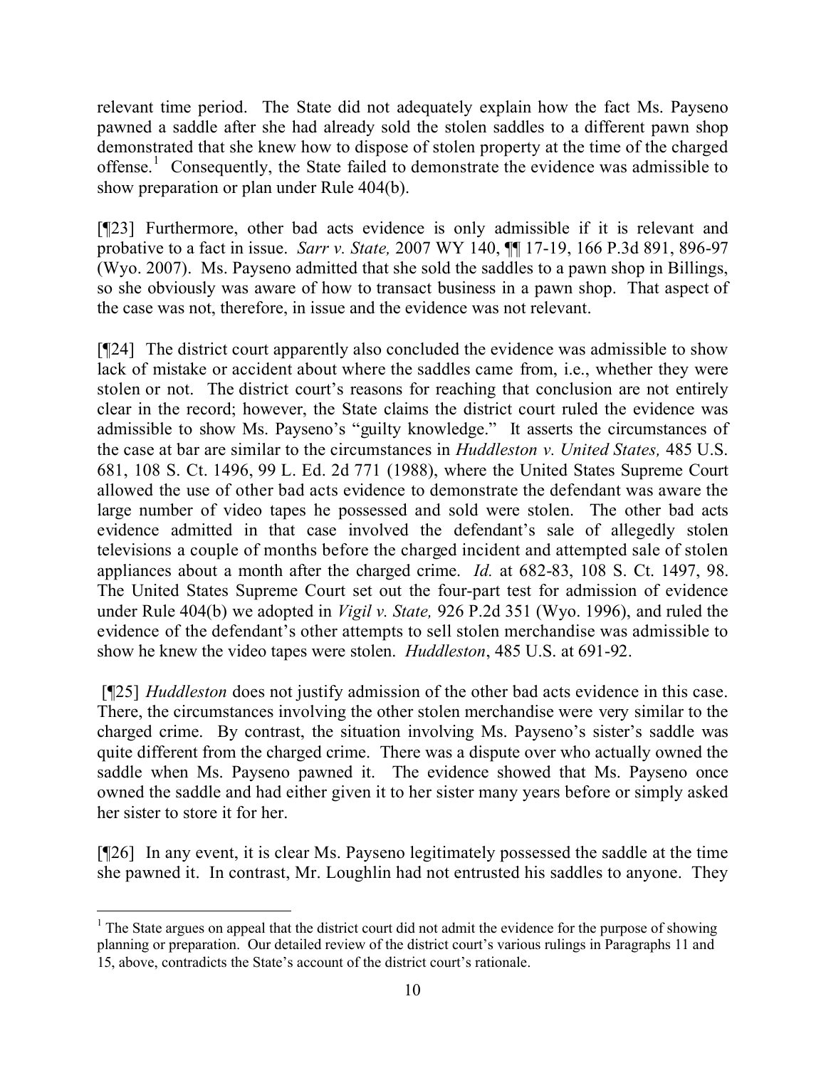relevant time period. The State did not adequately explain how the fact Ms. Payseno pawned a saddle after she had already sold the stolen saddles to a different pawn shop demonstrated that she knew how to dispose of stolen property at the time of the charged offense.[1] Consequently, the State failed to demonstrate the evidence was admissible to show preparation or plan under Rule 404(b).

[¶23] Furthermore, other bad acts evidence is only admissible if it is relevant and probative to a fact in issue. *Sarr v. State,* 2007 WY 140, ¶¶ 17-19, 166 P.3d 891, 896-97 (Wyo. 2007). Ms. Payseno admitted that she sold the saddles to a pawn shop in Billings, so she obviously was aware of how to transact business in a pawn shop. That aspect of the case was not, therefore, in issue and the evidence was not relevant.

[¶24] The district court apparently also concluded the evidence was admissible to show lack of mistake or accident about where the saddles came from, i.e., whether they were stolen or not. The district court's reasons for reaching that conclusion are not entirely clear in the record; however, the State claims the district court ruled the evidence was admissible to show Ms. Payseno's "guilty knowledge." It asserts the circumstances of the case at bar are similar to the circumstances in *Huddleston v. United States,* 485 U.S. 681, 108 S. Ct. 1496, 99 L. Ed. 2d 771 (1988), where the United States Supreme Court allowed the use of other bad acts evidence to demonstrate the defendant was aware the large number of video tapes he possessed and sold were stolen. The other bad acts evidence admitted in that case involved the defendant's sale of allegedly stolen televisions a couple of months before the charged incident and attempted sale of stolen appliances about a month after the charged crime. *Id.* at 682-83, 108 S. Ct. 1497, 98. The United States Supreme Court set out the four-part test for admission of evidence under Rule 404(b) we adopted in *Vigil v. State,* 926 P.2d 351 (Wyo. 1996), and ruled the evidence of the defendant's other attempts to sell stolen merchandise was admissible to show he knew the video tapes were stolen. *Huddleston*, 485 U.S. at 691-92.

[¶25] *Huddleston* does not justify admission of the other bad acts evidence in this case. There, the circumstances involving the other stolen merchandise were very similar to the charged crime. By contrast, the situation involving Ms. Payseno's sister's saddle was quite different from the charged crime. There was a dispute over who actually owned the saddle when Ms. Payseno pawned it. The evidence showed that Ms. Payseno once owned the saddle and had either given it to her sister many years before or simply asked her sister to store it for her.

[¶26] In any event, it is clear Ms. Payseno legitimately possessed the saddle at the time she pawned it. In contrast, Mr. Loughlin had not entrusted his saddles to anyone. They

---

[1] The State argues on appeal that the district court did not admit the evidence for the purpose of showing planning or preparation. Our detailed review of the district court's various rulings in Paragraphs 11 and 15, above, contradicts the State's account of the district court's rationale.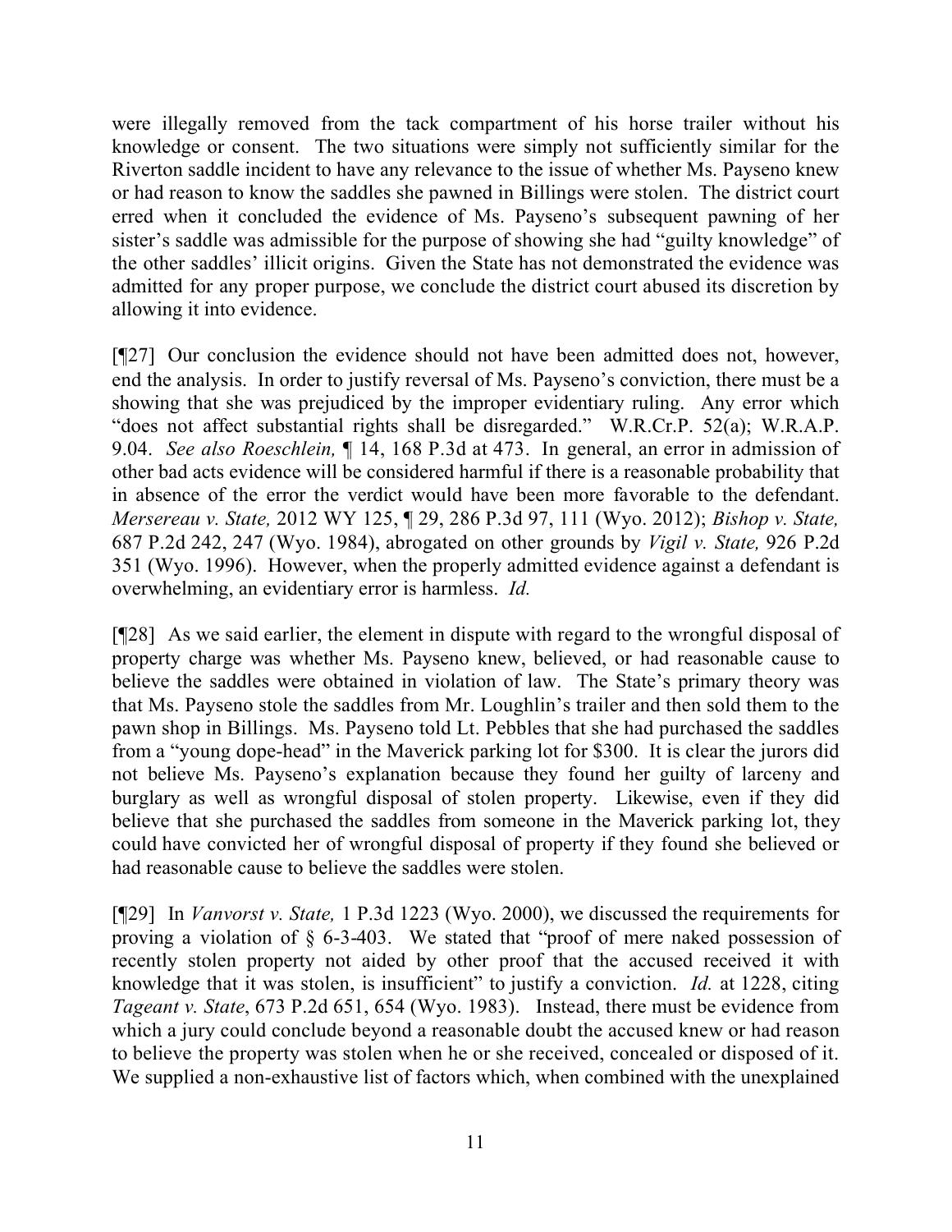were illegally removed from the tack compartment of his horse trailer without his knowledge or consent. The two situations were simply not sufficiently similar for the Riverton saddle incident to have any relevance to the issue of whether Ms. Payseno knew or had reason to know the saddles she pawned in Billings were stolen. The district court erred when it concluded the evidence of Ms. Payseno's subsequent pawning of her sister's saddle was admissible for the purpose of showing she had "guilty knowledge" of the other saddles' illicit origins. Given the State has not demonstrated the evidence was admitted for any proper purpose, we conclude the district court abused its discretion by allowing it into evidence.

[¶27] Our conclusion the evidence should not have been admitted does not, however, end the analysis. In order to justify reversal of Ms. Payseno's conviction, there must be a showing that she was prejudiced by the improper evidentiary ruling. Any error which "does not affect substantial rights shall be disregarded." W.R.Cr.P. 52(a); W.R.A.P. 9.04. *See also Roeschlein,* ¶ 14, 168 P.3d at 473. In general, an error in admission of other bad acts evidence will be considered harmful if there is a reasonable probability that in absence of the error the verdict would have been more favorable to the defendant. *Mersereau v. State,* 2012 WY 125, ¶ 29, 286 P.3d 97, 111 (Wyo. 2012); *Bishop v. State,* 687 P.2d 242, 247 (Wyo. 1984), abrogated on other grounds by *Vigil v. State,* 926 P.2d 351 (Wyo. 1996). However, when the properly admitted evidence against a defendant is overwhelming, an evidentiary error is harmless. *Id.*

[¶28] As we said earlier, the element in dispute with regard to the wrongful disposal of property charge was whether Ms. Payseno knew, believed, or had reasonable cause to believe the saddles were obtained in violation of law. The State's primary theory was that Ms. Payseno stole the saddles from Mr. Loughlin's trailer and then sold them to the pawn shop in Billings. Ms. Payseno told Lt. Pebbles that she had purchased the saddles from a "young dope-head" in the Maverick parking lot for $300. It is clear the jurors did not believe Ms. Payseno's explanation because they found her guilty of larceny and burglary as well as wrongful disposal of stolen property. Likewise, even if they did believe that she purchased the saddles from someone in the Maverick parking lot, they could have convicted her of wrongful disposal of property if they found she believed or had reasonable cause to believe the saddles were stolen.

[¶29] In *Vanvorst v. State,* 1 P.3d 1223 (Wyo. 2000), we discussed the requirements for proving a violation of § 6-3-403. We stated that "proof of mere naked possession of recently stolen property not aided by other proof that the accused received it with knowledge that it was stolen, is insufficient" to justify a conviction. *Id.* at 1228, citing *Tageant v. State*, 673 P.2d 651, 654 (Wyo. 1983). Instead, there must be evidence from which a jury could conclude beyond a reasonable doubt the accused knew or had reason to believe the property was stolen when he or she received, concealed or disposed of it. We supplied a non-exhaustive list of factors which, when combined with the unexplained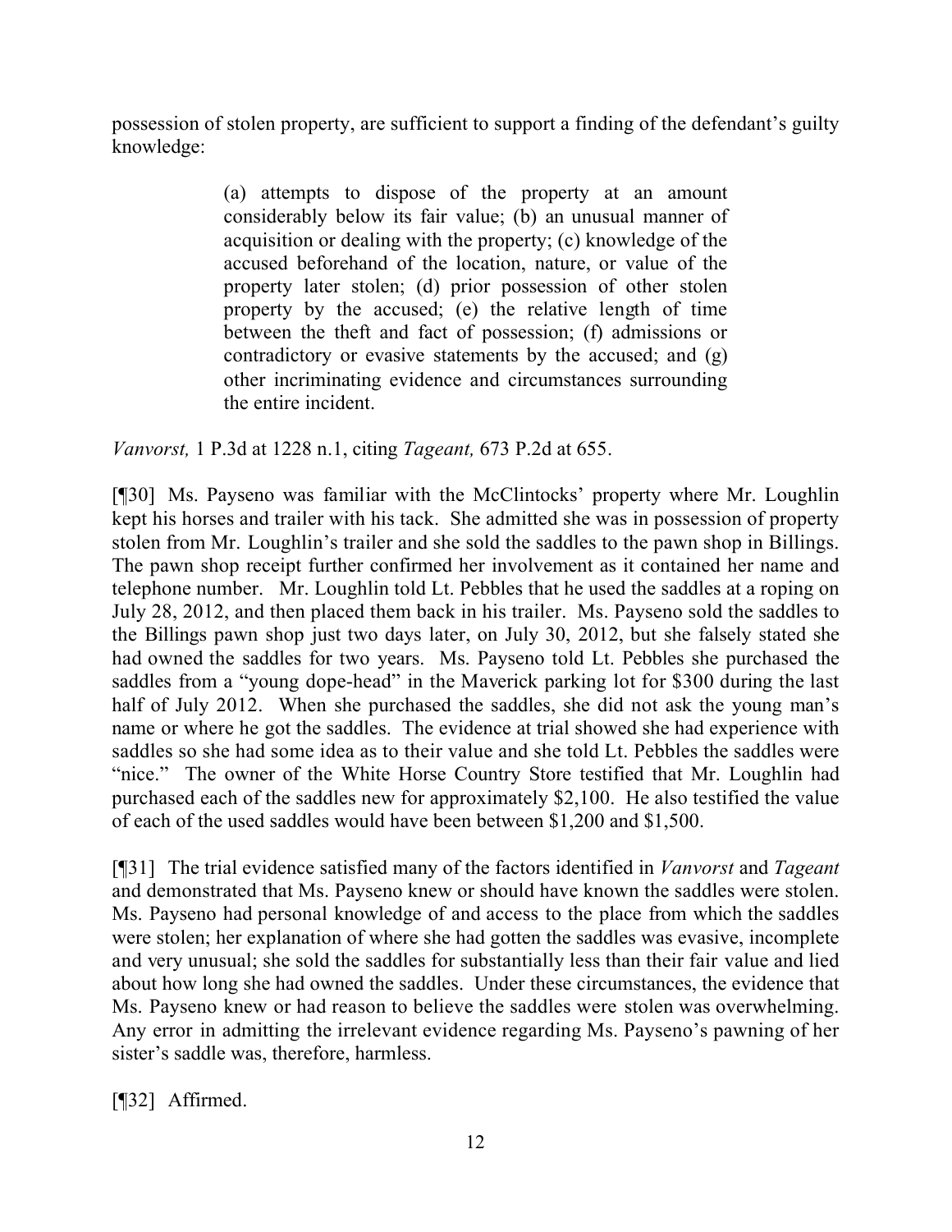possession of stolen property, are sufficient to support a finding of the defendant's guilty knowledge:

> (a) attempts to dispose of the property at an amount considerably below its fair value; (b) an unusual manner of acquisition or dealing with the property; (c) knowledge of the accused beforehand of the location, nature, or value of the property later stolen; (d) prior possession of other stolen property by the accused; (e) the relative length of time between the theft and fact of possession; (f) admissions or contradictory or evasive statements by the accused; and (g) other incriminating evidence and circumstances surrounding the entire incident.

*Vanvorst,* 1 P.3d at 1228 n.1, citing *Tageant,* 673 P.2d at 655.

[¶30] Ms. Payseno was familiar with the McClintocks' property where Mr. Loughlin kept his horses and trailer with his tack. She admitted she was in possession of property stolen from Mr. Loughlin's trailer and she sold the saddles to the pawn shop in Billings. The pawn shop receipt further confirmed her involvement as it contained her name and telephone number. Mr. Loughlin told Lt. Pebbles that he used the saddles at a roping on July 28, 2012, and then placed them back in his trailer. Ms. Payseno sold the saddles to the Billings pawn shop just two days later, on July 30, 2012, but she falsely stated she had owned the saddles for two years. Ms. Payseno told Lt. Pebbles she purchased the saddles from a "young dope-head" in the Maverick parking lot for $300 during the last half of July 2012. When she purchased the saddles, she did not ask the young man's name or where he got the saddles. The evidence at trial showed she had experience with saddles so she had some idea as to their value and she told Lt. Pebbles the saddles were "nice." The owner of the White Horse Country Store testified that Mr. Loughlin had purchased each of the saddles new for approximately $2,100. He also testified the value of each of the used saddles would have been between $1,200 and $1,500.

[¶31] The trial evidence satisfied many of the factors identified in *Vanvorst* and *Tageant* and demonstrated that Ms. Payseno knew or should have known the saddles were stolen. Ms. Payseno had personal knowledge of and access to the place from which the saddles were stolen; her explanation of where she had gotten the saddles was evasive, incomplete and very unusual; she sold the saddles for substantially less than their fair value and lied about how long she had owned the saddles. Under these circumstances, the evidence that Ms. Payseno knew or had reason to believe the saddles were stolen was overwhelming. Any error in admitting the irrelevant evidence regarding Ms. Payseno's pawning of her sister's saddle was, therefore, harmless.

[¶32] Affirmed.